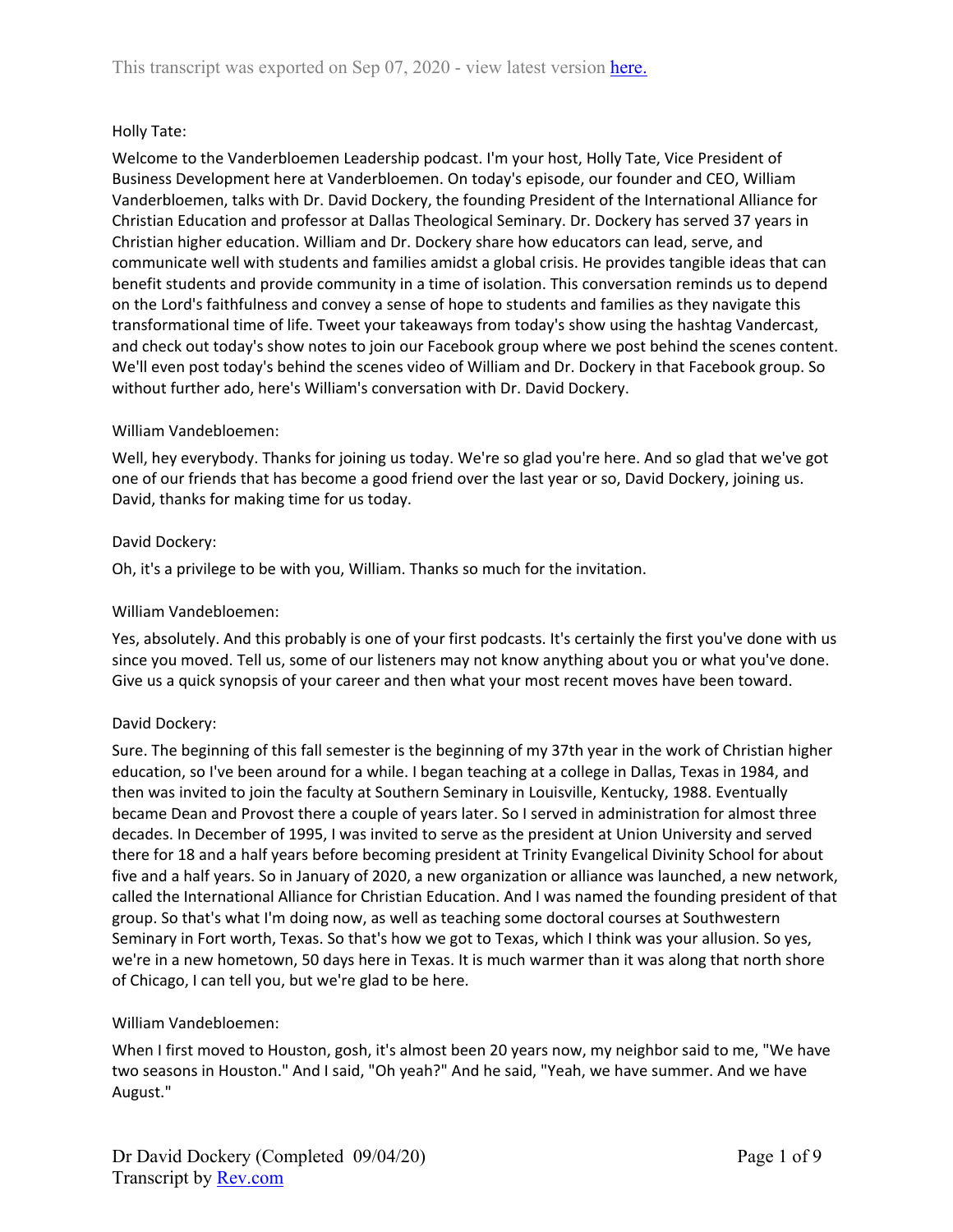This transcript was exported on Sep 07, 2020 - view latest version here.

Holly Tate:

Welcome to the Vanderbloemen Leadership podcast. I'm your host, Holly Tate, Vice President of Business Development here at Vanderbloemen. On today's episode, our founder and CEO, William Vanderbloemen, talks with Dr. David Dockery, the founding President of the International Alliance for Christian Education and professor at Dallas Theological Seminary. Dr. Dockery has served 37 years in Christian higher education. William and Dr. Dockery share how educators can lead, serve, and communicate well with students and families amidst a global crisis. He provides tangible ideas that can benefit students and provide community in a time of isolation. This conversation reminds us to depend on the Lord's faithfulness and convey a sense of hope to students and families as they navigate this transformational time of life. Tweet your takeaways from today's show using the hashtag Vandercast, and check out today's show notes to join our Facebook group where we post behind the scenes content. We'll even post today's behind the scenes video of William and Dr. Dockery in that Facebook group. So without further ado, here's William's conversation with Dr. David Dockery.

William Vandebloemen:

Well, hey everybody. Thanks for joining us today. We're so glad you're here. And so glad that we've got one of our friends that has become a good friend over the last year or so, David Dockery, joining us. David, thanks for making time for us today.

David Dockery:

Oh, it's a privilege to be with you, William. Thanks so much for the invitation.

William Vandebloemen:

Yes, absolutely. And this probably is one of your first podcasts. It's certainly the first you've done with us since you moved. Tell us, some of our listeners may not know anything about you or what you've done. Give us a quick synopsis of your career and then what your most recent moves have been toward.

David Dockery:

Sure. The beginning of this fall semester is the beginning of my 37th year in the work of Christian higher education, so I've been around for a while. I began teaching at a college in Dallas, Texas in 1984, and then was invited to join the faculty at Southern Seminary in Louisville, Kentucky, 1988. Eventually became Dean and Provost there a couple of years later. So I served in administration for almost three decades. In December of 1995, I was invited to serve as the president at Union University and served there for 18 and a half years before becoming president at Trinity Evangelical Divinity School for about five and a half years. So in January of 2020, a new organization or alliance was launched, a new network, called the International Alliance for Christian Education. And I was named the founding president of that group. So that's what I'm doing now, as well as teaching some doctoral courses at Southwestern Seminary in Fort worth, Texas. So that's how we got to Texas, which I think was your allusion. So yes, we're in a new hometown, 50 days here in Texas. It is much warmer than it was along that north shore of Chicago, I can tell you, but we're glad to be here.

William Vandebloemen:

When I first moved to Houston, gosh, it's almost been 20 years now, my neighbor said to me, "We have two seasons in Houston." And I said, "Oh yeah?" And he said, "Yeah, we have summer. And we have August."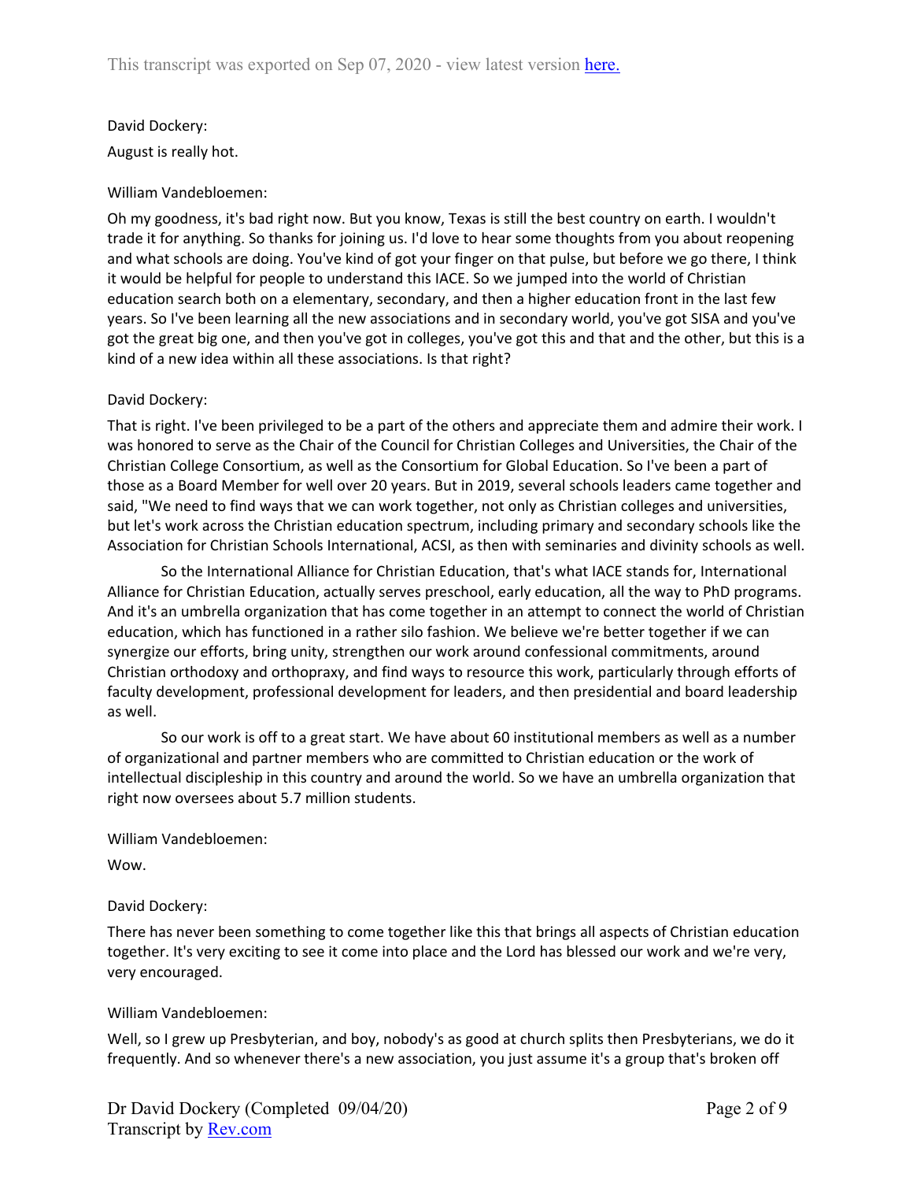David Dockery:

August is really hot.

William Vandebloemen:

Oh my goodness, it's bad right now. But you know, Texas is still the best country on earth. I wouldn't trade it for anything. So thanks for joining us. I'd love to hear some thoughts from you about reopening and what schools are doing. You've kind of got your finger on that pulse, but before we go there, I think it would be helpful for people to understand this IACE. So we jumped into the world of Christian education search both on a elementary, secondary, and then a higher education front in the last few years. So I've been learning all the new associations and in secondary world, you've got SISA and you've got the great big one, and then you've got in colleges, you've got this and that and the other, but this is a kind of a new idea within all these associations. Is that right?

David Dockery:

That is right. I've been privileged to be a part of the others and appreciate them and admire their work. I was honored to serve as the Chair of the Council for Christian Colleges and Universities, the Chair of the Christian College Consortium, as well as the Consortium for Global Education. So I've been a part of those as a Board Member for well over 20 years. But in 2019, several schools leaders came together and said, "We need to find ways that we can work together, not only as Christian colleges and universities, but let's work across the Christian education spectrum, including primary and secondary schools like the Association for Christian Schools International, ACSI, as then with seminaries and divinity schools as well.

So the International Alliance for Christian Education, that's what IACE stands for, International Alliance for Christian Education, actually serves preschool, early education, all the way to PhD programs. And it's an umbrella organization that has come together in an attempt to connect the world of Christian education, which has functioned in a rather silo fashion. We believe we're better together if we can synergize our efforts, bring unity, strengthen our work around confessional commitments, around Christian orthodoxy and orthopraxy, and find ways to resource this work, particularly through efforts of faculty development, professional development for leaders, and then presidential and board leadership as well.

So our work is off to a great start. We have about 60 institutional members as well as a number of organizational and partner members who are committed to Christian education or the work of intellectual discipleship in this country and around the world. So we have an umbrella organization that right now oversees about 5.7 million students.

William Vandebloemen:

Wow.

David Dockery:

There has never been something to come together like this that brings all aspects of Christian education together. It's very exciting to see it come into place and the Lord has blessed our work and we're very, very encouraged.

William Vandebloemen:

Well, so I grew up Presbyterian, and boy, nobody's as good at church splits then Presbyterians, we do it frequently. And so whenever there's a new association, you just assume it's a group that's broken off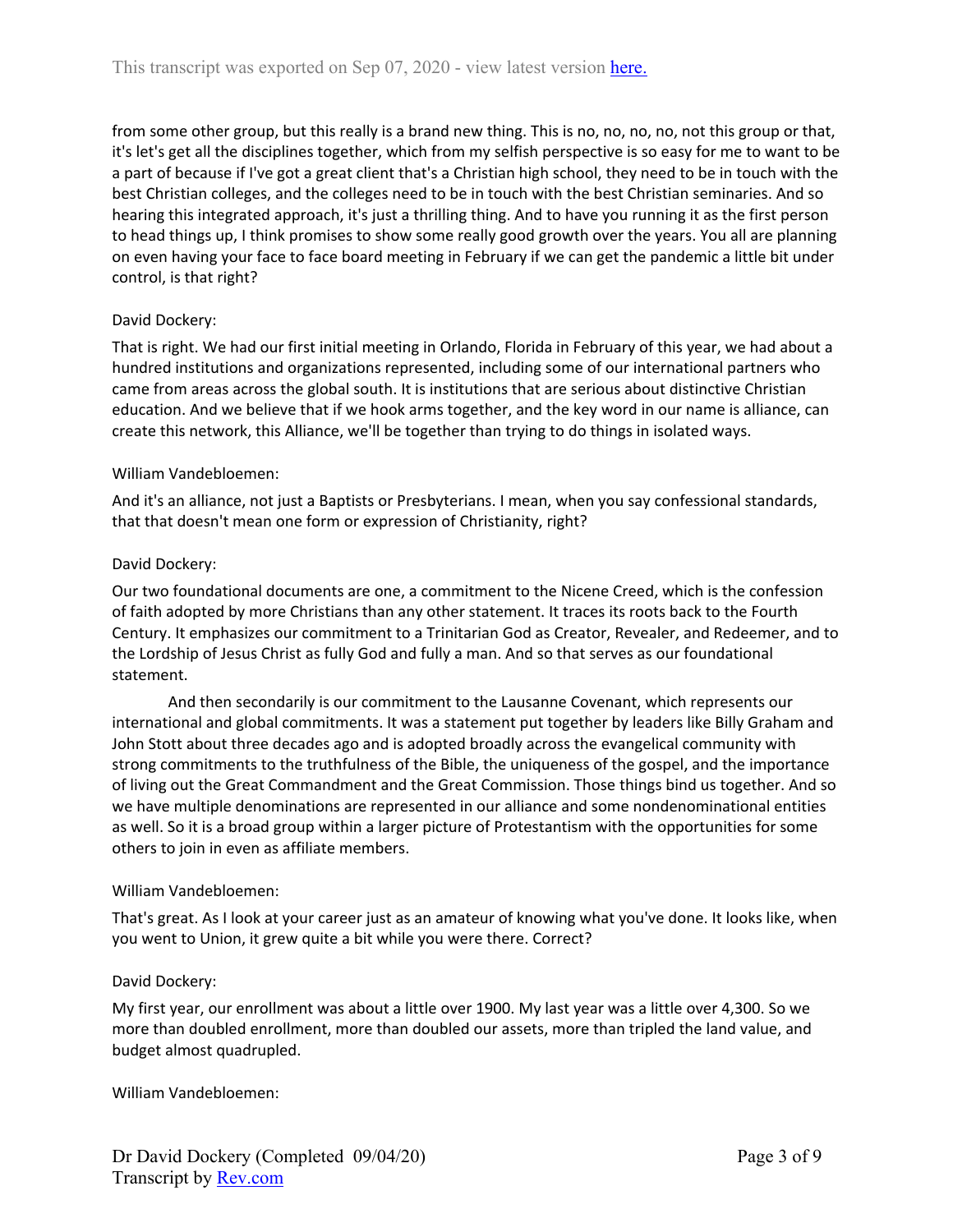from some other group, but this really is a brand new thing. This is no, no, no, no, not this group or that, it's let's get all the disciplines together, which from my selfish perspective is so easy for me to want to be a part of because if I've got a great client that's a Christian high school, they need to be in touch with the best Christian colleges, and the colleges need to be in touch with the best Christian seminaries. And so hearing this integrated approach, it's just a thrilling thing. And to have you running it as the first person to head things up, I think promises to show some really good growth over the years. You all are planning on even having your face to face board meeting in February if we can get the pandemic a little bit under control, is that right?

David Dockery:

That is right. We had our first initial meeting in Orlando, Florida in February of this year, we had about a hundred institutions and organizations represented, including some of our international partners who came from areas across the global south. It is institutions that are serious about distinctive Christian education. And we believe that if we hook arms together, and the key word in our name is alliance, can create this network, this Alliance, we'll be together than trying to do things in isolated ways.

William Vandebloemen:

And it's an alliance, not just a Baptists or Presbyterians. I mean, when you say confessional standards, that that doesn't mean one form or expression of Christianity, right?

David Dockery:

Our two foundational documents are one, a commitment to the Nicene Creed, which is the confession of faith adopted by more Christians than any other statement. It traces its roots back to the Fourth Century. It emphasizes our commitment to a Trinitarian God as Creator, Revealer, and Redeemer, and to the Lordship of Jesus Christ as fully God and fully a man. And so that serves as our foundational statement.

And then secondarily is our commitment to the Lausanne Covenant, which represents our international and global commitments. It was a statement put together by leaders like Billy Graham and John Stott about three decades ago and is adopted broadly across the evangelical community with strong commitments to the truthfulness of the Bible, the uniqueness of the gospel, and the importance of living out the Great Commandment and the Great Commission. Those things bind us together. And so we have multiple denominations are represented in our alliance and some nondenominational entities as well. So it is a broad group within a larger picture of Protestantism with the opportunities for some others to join in even as affiliate members.

William Vandebloemen:

That's great. As I look at your career just as an amateur of knowing what you've done. It looks like, when you went to Union, it grew quite a bit while you were there. Correct?

David Dockery:

My first year, our enrollment was about a little over 1900. My last year was a little over 4,300. So we more than doubled enrollment, more than doubled our assets, more than tripled the land value, and budget almost quadrupled.

William Vandebloemen: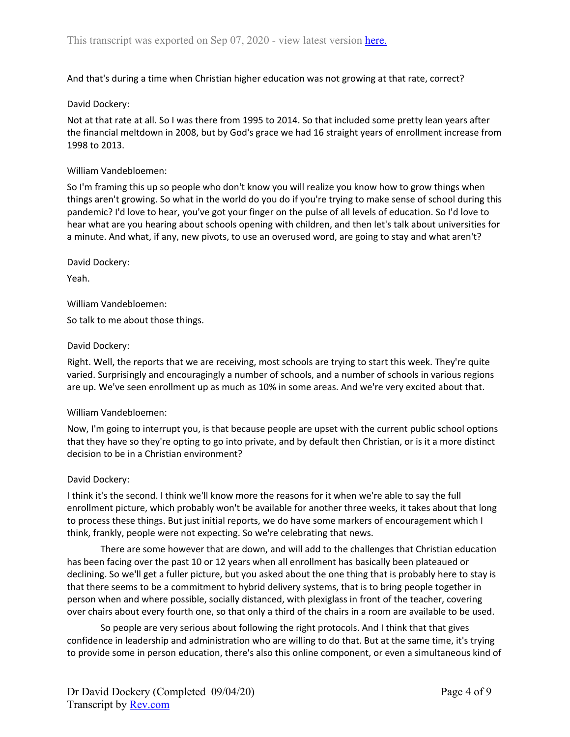And that's during a time when Christian higher education was not growing at that rate, correct?

David Dockery:

Not at that rate at all. So I was there from 1995 to 2014. So that included some pretty lean years after the financial meltdown in 2008, but by God's grace we had 16 straight years of enrollment increase from 1998 to 2013.

William Vandebloemen:

So I'm framing this up so people who don't know you will realize you know how to grow things when things aren't growing. So what in the world do you do if you're trying to make sense of school during this pandemic? I'd love to hear, you've got your finger on the pulse of all levels of education. So I'd love to hear what are you hearing about schools opening with children, and then let's talk about universities for a minute. And what, if any, new pivots, to use an overused word, are going to stay and what aren't?

David Dockery:

Yeah.

William Vandebloemen:

So talk to me about those things.

David Dockery:

Right. Well, the reports that we are receiving, most schools are trying to start this week. They're quite varied. Surprisingly and encouragingly a number of schools, and a number of schools in various regions are up. We've seen enrollment up as much as 10% in some areas. And we're very excited about that.

William Vandebloemen:

Now, I'm going to interrupt you, is that because people are upset with the current public school options that they have so they're opting to go into private, and by default then Christian, or is it a more distinct decision to be in a Christian environment?

David Dockery:

I think it's the second. I think we'll know more the reasons for it when we're able to say the full enrollment picture, which probably won't be available for another three weeks, it takes about that long to process these things. But just initial reports, we do have some markers of encouragement which I think, frankly, people were not expecting. So we're celebrating that news.

There are some however that are down, and will add to the challenges that Christian education has been facing over the past 10 or 12 years when all enrollment has basically been plateaued or declining. So we'll get a fuller picture, but you asked about the one thing that is probably here to stay is that there seems to be a commitment to hybrid delivery systems, that is to bring people together in person when and where possible, socially distanced, with plexiglass in front of the teacher, covering over chairs about every fourth one, so that only a third of the chairs in a room are available to be used.

So people are very serious about following the right protocols. And I think that that gives confidence in leadership and administration who are willing to do that. But at the same time, it's trying to provide some in person education, there's also this online component, or even a simultaneous kind of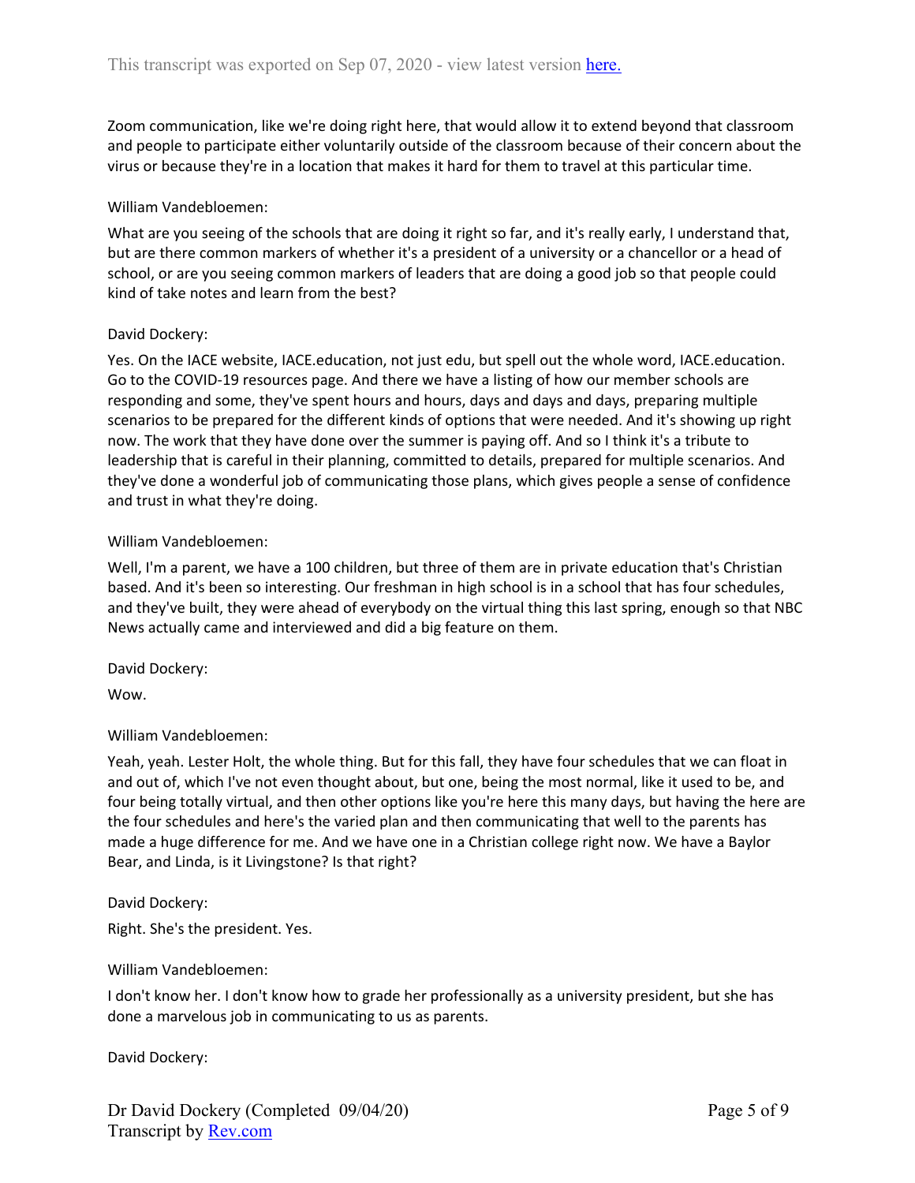Zoom communication, like we're doing right here, that would allow it to extend beyond that classroom and people to participate either voluntarily outside of the classroom because of their concern about the virus or because they're in a location that makes it hard for them to travel at this particular time.

William Vandebloemen:

What are you seeing of the schools that are doing it right so far, and it's really early, I understand that, but are there common markers of whether it's a president of a university or a chancellor or a head of school, or are you seeing common markers of leaders that are doing a good job so that people could kind of take notes and learn from the best?

David Dockery:

Yes. On the IACE website, IACE.education, not just edu, but spell out the whole word, IACE.education. Go to the COVID-19 resources page. And there we have a listing of how our member schools are responding and some, they've spent hours and hours, days and days and days, preparing multiple scenarios to be prepared for the different kinds of options that were needed. And it's showing up right now. The work that they have done over the summer is paying off. And so I think it's a tribute to leadership that is careful in their planning, committed to details, prepared for multiple scenarios. And they've done a wonderful job of communicating those plans, which gives people a sense of confidence and trust in what they're doing.

William Vandebloemen:

Well, I'm a parent, we have a 100 children, but three of them are in private education that's Christian based. And it's been so interesting. Our freshman in high school is in a school that has four schedules, and they've built, they were ahead of everybody on the virtual thing this last spring, enough so that NBC News actually came and interviewed and did a big feature on them.

David Dockery:

Wow.

William Vandebloemen:

Yeah, yeah. Lester Holt, the whole thing. But for this fall, they have four schedules that we can float in and out of, which I've not even thought about, but one, being the most normal, like it used to be, and four being totally virtual, and then other options like you're here this many days, but having the here are the four schedules and here's the varied plan and then communicating that well to the parents has made a huge difference for me. And we have one in a Christian college right now. We have a Baylor Bear, and Linda, is it Livingstone? Is that right?

David Dockery:

Right. She's the president. Yes.

William Vandebloemen:

I don't know her. I don't know how to grade her professionally as a university president, but she has done a marvelous job in communicating to us as parents.

David Dockery: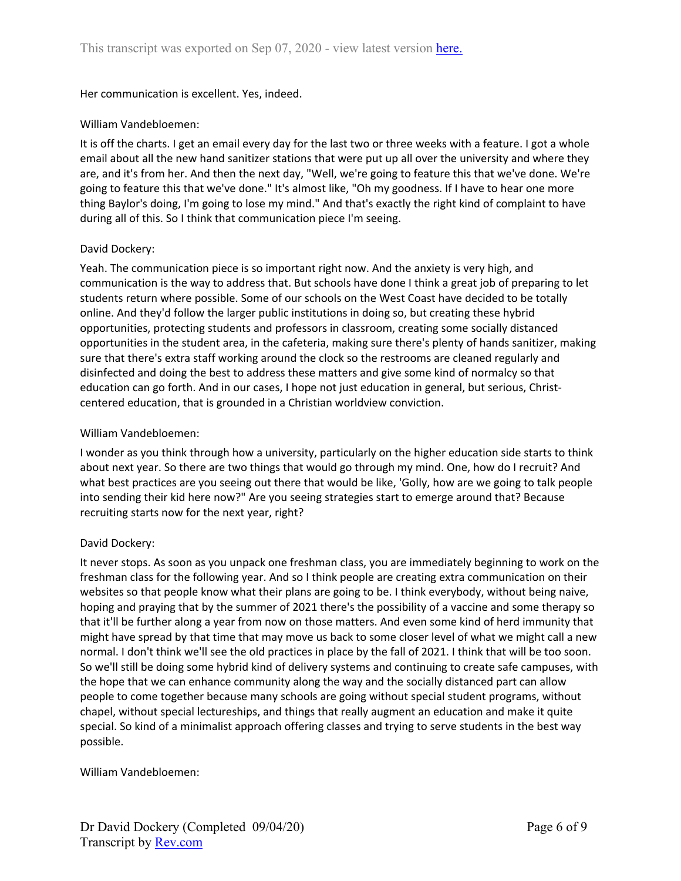Her communication is excellent. Yes, indeed.

William Vandebloemen:

It is off the charts. I get an email every day for the last two or three weeks with a feature. I got a whole email about all the new hand sanitizer stations that were put up all over the university and where they are, and it's from her. And then the next day, "Well, we're going to feature this that we've done. We're going to feature this that we've done." It's almost like, "Oh my goodness. If I have to hear one more thing Baylor's doing, I'm going to lose my mind." And that's exactly the right kind of complaint to have during all of this. So I think that communication piece I'm seeing.

David Dockery:

Yeah. The communication piece is so important right now. And the anxiety is very high, and communication is the way to address that. But schools have done I think a great job of preparing to let students return where possible. Some of our schools on the West Coast have decided to be totally online. And they'd follow the larger public institutions in doing so, but creating these hybrid opportunities, protecting students and professors in classroom, creating some socially distanced opportunities in the student area, in the cafeteria, making sure there's plenty of hands sanitizer, making sure that there's extra staff working around the clock so the restrooms are cleaned regularly and disinfected and doing the best to address these matters and give some kind of normalcy so that education can go forth. And in our cases, I hope not just education in general, but serious, Christ-centered education, that is grounded in a Christian worldview conviction.

William Vandebloemen:

I wonder as you think through how a university, particularly on the higher education side starts to think about next year. So there are two things that would go through my mind. One, how do I recruit? And what best practices are you seeing out there that would be like, 'Golly, how are we going to talk people into sending their kid here now?" Are you seeing strategies start to emerge around that? Because recruiting starts now for the next year, right?

David Dockery:

It never stops. As soon as you unpack one freshman class, you are immediately beginning to work on the freshman class for the following year. And so I think people are creating extra communication on their websites so that people know what their plans are going to be. I think everybody, without being naive, hoping and praying that by the summer of 2021 there's the possibility of a vaccine and some therapy so that it'll be further along a year from now on those matters. And even some kind of herd immunity that might have spread by that time that may move us back to some closer level of what we might call a new normal. I don't think we'll see the old practices in place by the fall of 2021. I think that will be too soon. So we'll still be doing some hybrid kind of delivery systems and continuing to create safe campuses, with the hope that we can enhance community along the way and the socially distanced part can allow people to come together because many schools are going without special student programs, without chapel, without special lectureships, and things that really augment an education and make it quite special. So kind of a minimalist approach offering classes and trying to serve students in the best way possible.

William Vandebloemen: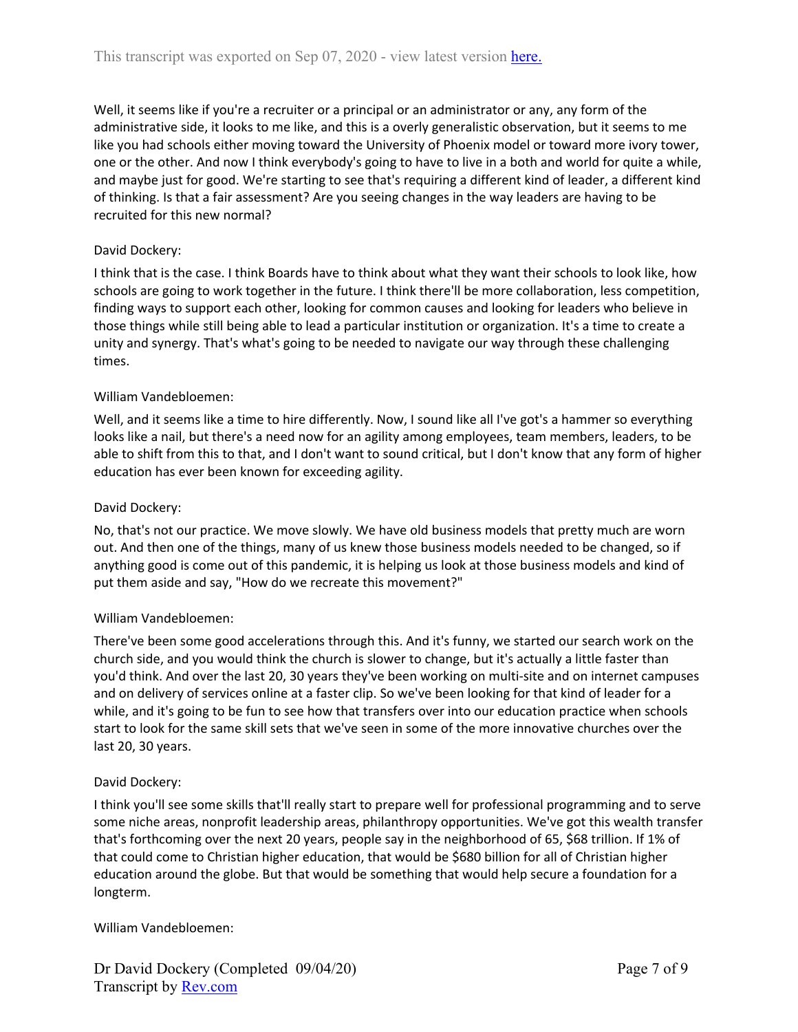Well, it seems like if you're a recruiter or a principal or an administrator or any, any form of the administrative side, it looks to me like, and this is a overly generalistic observation, but it seems to me like you had schools either moving toward the University of Phoenix model or toward more ivory tower, one or the other. And now I think everybody's going to have to live in a both and world for quite a while, and maybe just for good. We're starting to see that's requiring a different kind of leader, a different kind of thinking. Is that a fair assessment? Are you seeing changes in the way leaders are having to be recruited for this new normal?

David Dockery:

I think that is the case. I think Boards have to think about what they want their schools to look like, how schools are going to work together in the future. I think there'll be more collaboration, less competition, finding ways to support each other, looking for common causes and looking for leaders who believe in those things while still being able to lead a particular institution or organization. It's a time to create a unity and synergy. That's what's going to be needed to navigate our way through these challenging times.

William Vandebloemen:

Well, and it seems like a time to hire differently. Now, I sound like all I've got's a hammer so everything looks like a nail, but there's a need now for an agility among employees, team members, leaders, to be able to shift from this to that, and I don't want to sound critical, but I don't know that any form of higher education has ever been known for exceeding agility.

David Dockery:

No, that's not our practice. We move slowly. We have old business models that pretty much are worn out. And then one of the things, many of us knew those business models needed to be changed, so if anything good is come out of this pandemic, it is helping us look at those business models and kind of put them aside and say, "How do we recreate this movement?"

William Vandebloemen:

There've been some good accelerations through this. And it's funny, we started our search work on the church side, and you would think the church is slower to change, but it's actually a little faster than you'd think. And over the last 20, 30 years they've been working on multi-site and on internet campuses and on delivery of services online at a faster clip. So we've been looking for that kind of leader for a while, and it's going to be fun to see how that transfers over into our education practice when schools start to look for the same skill sets that we've seen in some of the more innovative churches over the last 20, 30 years.

David Dockery:

I think you'll see some skills that'll really start to prepare well for professional programming and to serve some niche areas, nonprofit leadership areas, philanthropy opportunities. We've got this wealth transfer that's forthcoming over the next 20 years, people say in the neighborhood of 65, $68 trillion. If 1% of that could come to Christian higher education, that would be $680 billion for all of Christian higher education around the globe. But that would be something that would help secure a foundation for a longterm.

William Vandebloemen: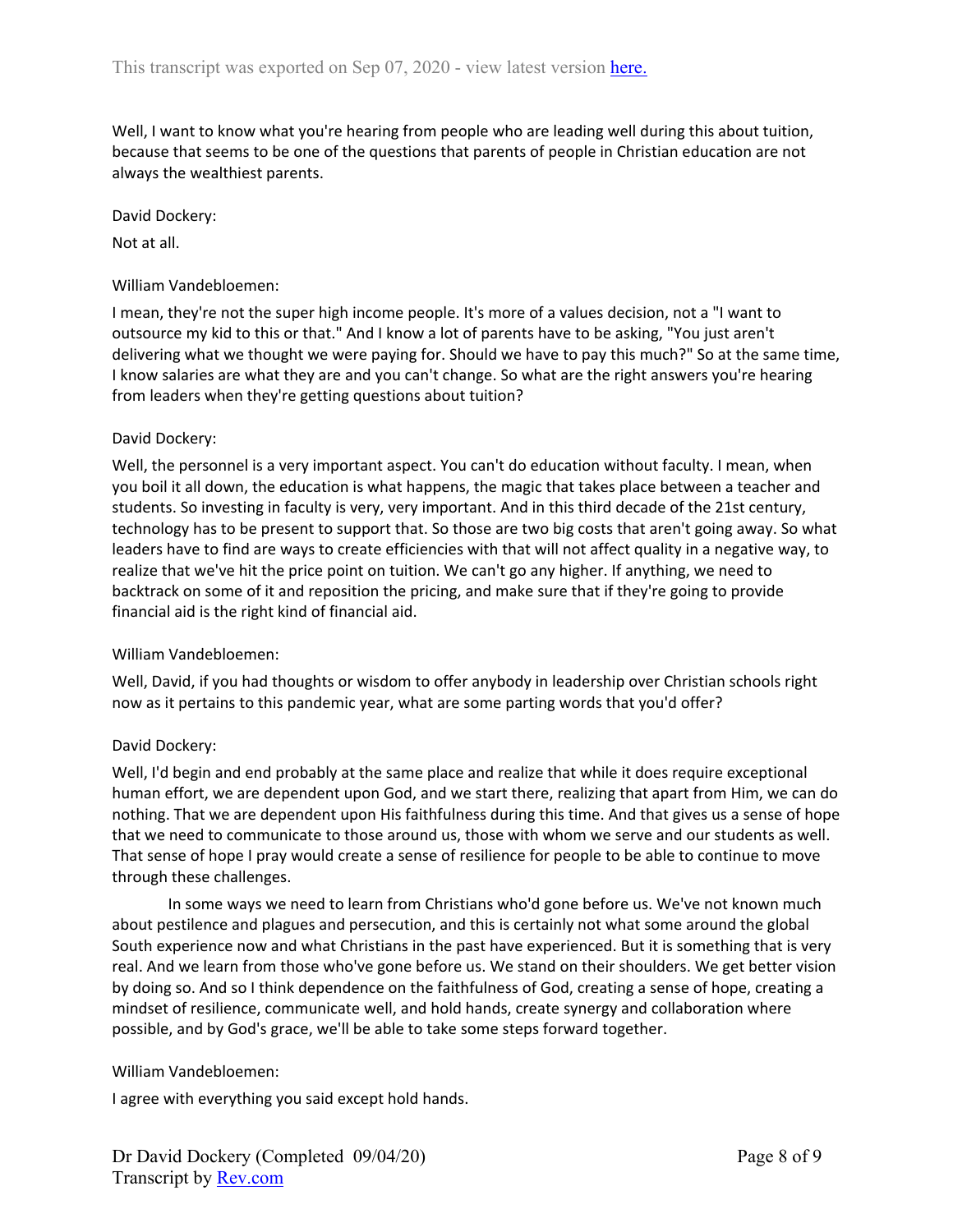Well, I want to know what you're hearing from people who are leading well during this about tuition, because that seems to be one of the questions that parents of people in Christian education are not always the wealthiest parents.

David Dockery:

Not at all.

William Vandebloemen:

I mean, they're not the super high income people. It's more of a values decision, not a "I want to outsource my kid to this or that." And I know a lot of parents have to be asking, "You just aren't delivering what we thought we were paying for. Should we have to pay this much?" So at the same time, I know salaries are what they are and you can't change. So what are the right answers you're hearing from leaders when they're getting questions about tuition?

David Dockery:

Well, the personnel is a very important aspect. You can't do education without faculty. I mean, when you boil it all down, the education is what happens, the magic that takes place between a teacher and students. So investing in faculty is very, very important. And in this third decade of the 21st century, technology has to be present to support that. So those are two big costs that aren't going away. So what leaders have to find are ways to create efficiencies with that will not affect quality in a negative way, to realize that we've hit the price point on tuition. We can't go any higher. If anything, we need to backtrack on some of it and reposition the pricing, and make sure that if they're going to provide financial aid is the right kind of financial aid.

William Vandebloemen:

Well, David, if you had thoughts or wisdom to offer anybody in leadership over Christian schools right now as it pertains to this pandemic year, what are some parting words that you'd offer?

David Dockery:

Well, I'd begin and end probably at the same place and realize that while it does require exceptional human effort, we are dependent upon God, and we start there, realizing that apart from Him, we can do nothing. That we are dependent upon His faithfulness during this time. And that gives us a sense of hope that we need to communicate to those around us, those with whom we serve and our students as well. That sense of hope I pray would create a sense of resilience for people to be able to continue to move through these challenges.

In some ways we need to learn from Christians who'd gone before us. We've not known much about pestilence and plagues and persecution, and this is certainly not what some around the global South experience now and what Christians in the past have experienced. But it is something that is very real. And we learn from those who've gone before us. We stand on their shoulders. We get better vision by doing so. And so I think dependence on the faithfulness of God, creating a sense of hope, creating a mindset of resilience, communicate well, and hold hands, create synergy and collaboration where possible, and by God's grace, we'll be able to take some steps forward together.

William Vandebloemen:

I agree with everything you said except hold hands.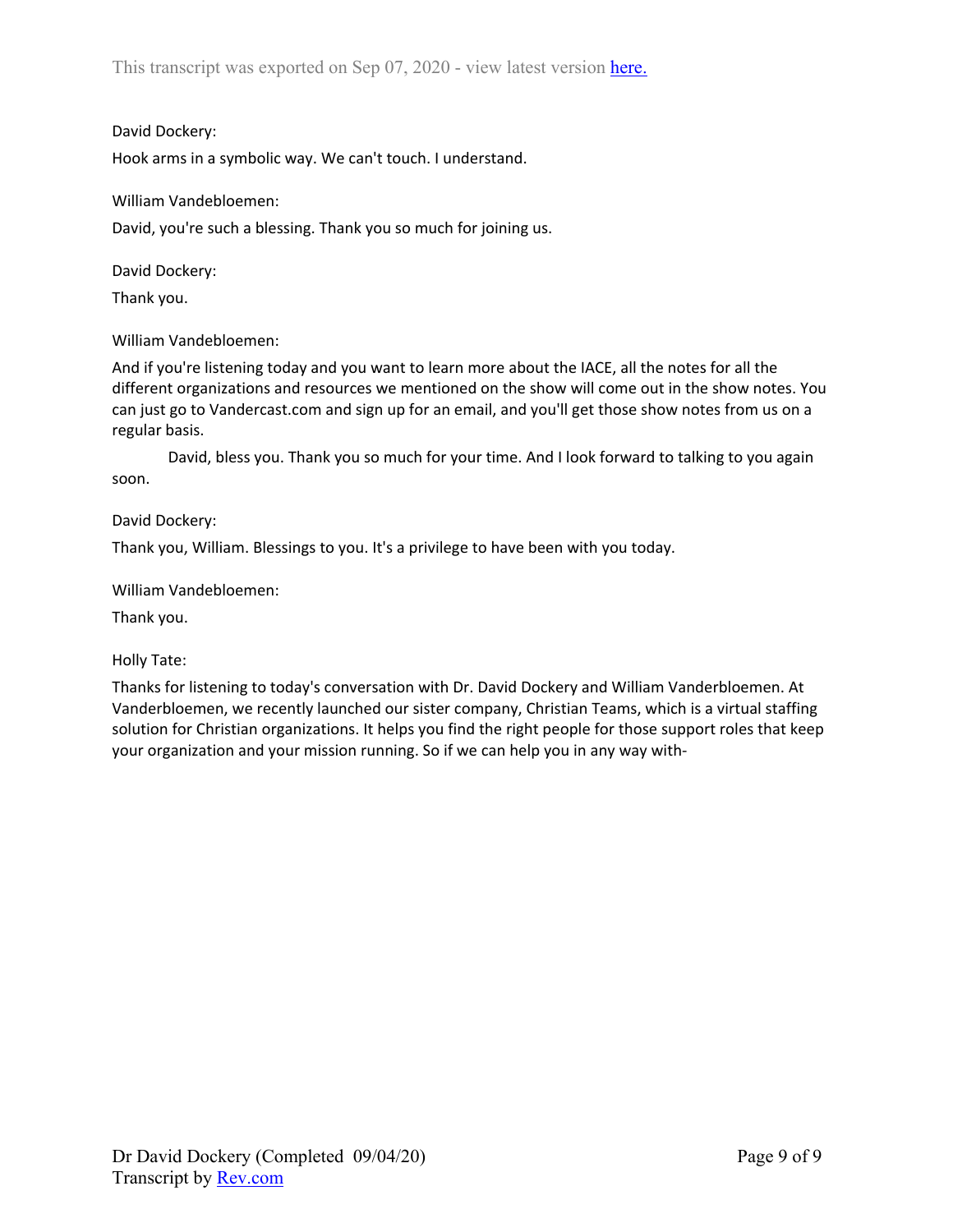David Dockery:

Hook arms in a symbolic way. We can't touch. I understand.

William Vandebloemen:

David, you're such a blessing. Thank you so much for joining us.

David Dockery:

Thank you.

William Vandebloemen:

And if you're listening today and you want to learn more about the IACE, all the notes for all the different organizations and resources we mentioned on the show will come out in the show notes. You can just go to Vandercast.com and sign up for an email, and you'll get those show notes from us on a regular basis.

David, bless you. Thank you so much for your time. And I look forward to talking to you again soon.

David Dockery:

Thank you, William. Blessings to you. It's a privilege to have been with you today.

William Vandebloemen:

Thank you.

Holly Tate:

Thanks for listening to today's conversation with Dr. David Dockery and William Vanderbloemen. At Vanderbloemen, we recently launched our sister company, Christian Teams, which is a virtual staffing solution for Christian organizations. It helps you find the right people for those support roles that keep your organization and your mission running. So if we can help you in any way with-